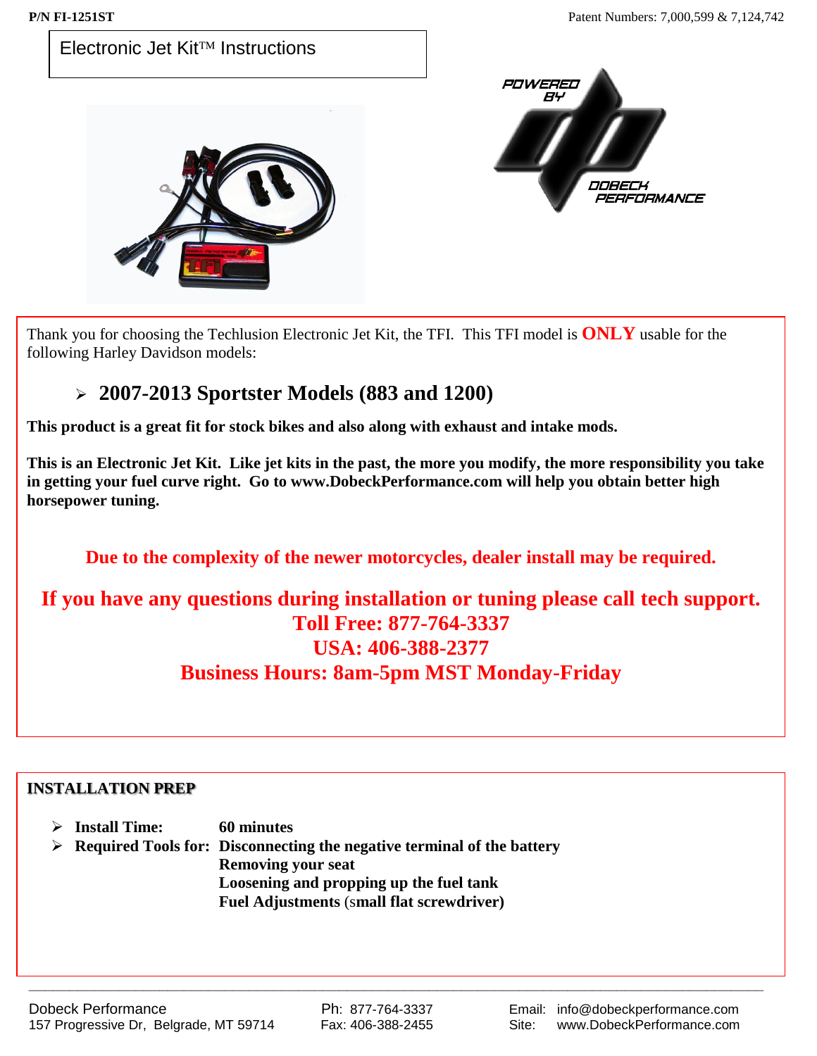P/N FI-1251ST

Patent Numbers: 7,000,599 & 7,124,742

# Electronic Jet Kit™ Instructions

Thank you for choosing the Techlusion Electronic Jet Kit, the TFI. This TFI model is **ONLY** usable for the following Harley Davidson models:

- **2007-2013 Sportster Models (883 and 1200)**

**This product is a great fit for stock bikes and also along with exhaust and intake mods.**

**This is an Electronic Jet Kit. Like jet kits in the past, the more you modify, the more responsibility you take in getting your fuel curve right. Go to www.DobeckPerformance.com will help you obtain better high horsepower tuning.**

**Due to the complexity of the newer motorcycles, dealer install may be required.**

**If you have any questions during installation or tuning please call tech support.**
**Toll Free: 877-764-3337**
**USA: 406-388-2377**
**Business Hours: 8am-5pm MST Monday-Friday**

## INSTALLATION PREP

- **Install Time:** **60 minutes**
- **Required Tools for:** **Disconnecting the negative terminal of the battery**
  **Removing your seat**
  **Loosening and propping up the fuel tank**
  **Fuel Adjustments** (**small flat screwdriver)**

Dobeck Performance
157 Progressive Dr, Belgrade, MT 59714

Ph: 877-764-3337
Fax: 406-388-2455

Email: info@dobeckperformance.com
Site: www.DobeckPerformance.com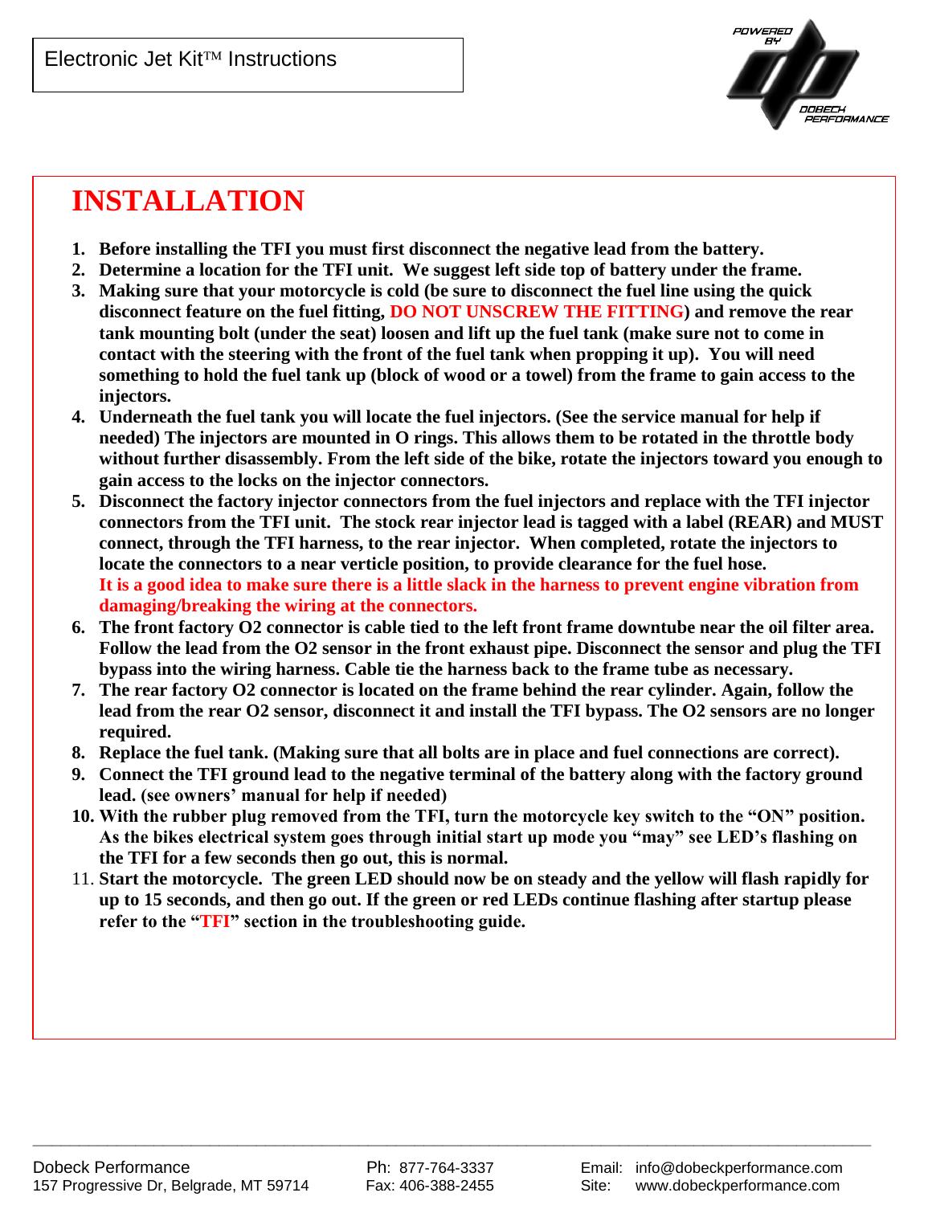Electronic Jet Kit™ Instructions

# INSTALLATION

1. **Before installing the TFI you must first disconnect the negative lead from the battery.**
2. **Determine a location for the TFI unit. We suggest left side top of battery under the frame.**
3. **Making sure that your motorcycle is cold (be sure to disconnect the fuel line using the quick disconnect feature on the fuel fitting, DO NOT UNSCREW THE FITTING) and remove the rear tank mounting bolt (under the seat) loosen and lift up the fuel tank (make sure not to come in contact with the steering with the front of the fuel tank when propping it up). You will need something to hold the fuel tank up (block of wood or a towel) from the frame to gain access to the injectors.**
4. **Underneath the fuel tank you will locate the fuel injectors. (See the service manual for help if needed) The injectors are mounted in O rings. This allows them to be rotated in the throttle body without further disassembly. From the left side of the bike, rotate the injectors toward you enough to gain access to the locks on the injector connectors.**
5. **Disconnect the factory injector connectors from the fuel injectors and replace with the TFI injector connectors from the TFI unit. The stock rear injector lead is tagged with a label (REAR) and MUST connect, through the TFI harness, to the rear injector. When completed, rotate the injectors to locate the connectors to a near verticle position, to provide clearance for the fuel hose.**
   **It is a good idea to make sure there is a little slack in the harness to prevent engine vibration from damaging/breaking the wiring at the connectors.**
6. **The front factory O2 connector is cable tied to the left front frame downtube near the oil filter area. Follow the lead from the O2 sensor in the front exhaust pipe. Disconnect the sensor and plug the TFI bypass into the wiring harness. Cable tie the harness back to the frame tube as necessary.**
7. **The rear factory O2 connector is located on the frame behind the rear cylinder. Again, follow the lead from the rear O2 sensor, disconnect it and install the TFI bypass. The O2 sensors are no longer required.**
8. **Replace the fuel tank. (Making sure that all bolts are in place and fuel connections are correct).**
9. **Connect the TFI ground lead to the negative terminal of the battery along with the factory ground lead. (see owners' manual for help if needed)**
10. **With the rubber plug removed from the TFI, turn the motorcycle key switch to the "ON" position. As the bikes electrical system goes through initial start up mode you "may" see LED's flashing on the TFI for a few seconds then go out, this is normal.**
11. **Start the motorcycle. The green LED should now be on steady and the yellow will flash rapidly for up to 15 seconds, and then go out. If the green or red LEDs continue flashing after startup please refer to the "TFI" section in the troubleshooting guide.**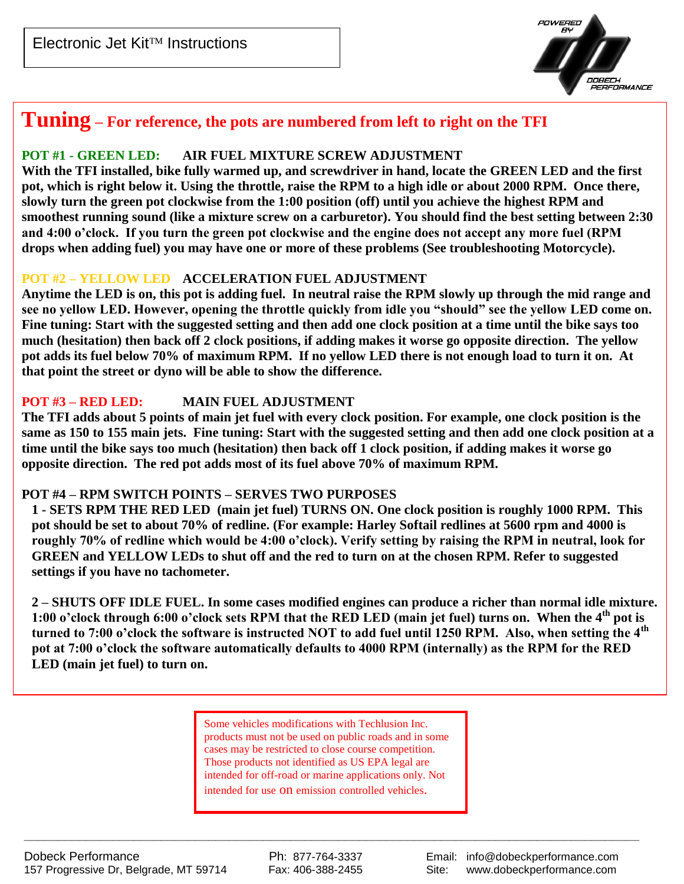Electronic Jet Kit™ Instructions

# Tuning – For reference, the pots are numbered from left to right on the TFI

**POT #1 - GREEN LED: AIR FUEL MIXTURE SCREW ADJUSTMENT**

**With the TFI installed, bike fully warmed up, and screwdriver in hand, locate the GREEN LED and the first pot, which is right below it. Using the throttle, raise the RPM to a high idle or about 2000 RPM. Once there, slowly turn the green pot clockwise from the 1:00 position (off) until you achieve the highest RPM and smoothest running sound (like a mixture screw on a carburetor). You should find the best setting between 2:30 and 4:00 o'clock. If you turn the green pot clockwise and the engine does not accept any more fuel (RPM drops when adding fuel) you may have one or more of these problems (See troubleshooting Motorcycle).**

**POT #2 – YELLOW LED ACCELERATION FUEL ADJUSTMENT**

**Anytime the LED is on, this pot is adding fuel. In neutral raise the RPM slowly up through the mid range and see no yellow LED. However, opening the throttle quickly from idle you "should" see the yellow LED come on. Fine tuning: Start with the suggested setting and then add one clock position at a time until the bike says too much (hesitation) then back off 2 clock positions, if adding makes it worse go opposite direction. The yellow pot adds its fuel below 70% of maximum RPM. If no yellow LED there is not enough load to turn it on. At that point the street or dyno will be able to show the difference.**

**POT #3 – RED LED: MAIN FUEL ADJUSTMENT**

**The TFI adds about 5 points of main jet fuel with every clock position. For example, one clock position is the same as 150 to 155 main jets. Fine tuning: Start with the suggested setting and then add one clock position at a time until the bike says too much (hesitation) then back off 1 clock position, if adding makes it worse go opposite direction. The red pot adds most of its fuel above 70% of maximum RPM.**

**POT #4 – RPM SWITCH POINTS – SERVES TWO PURPOSES**

**1 - SETS RPM THE RED LED (main jet fuel) TURNS ON. One clock position is roughly 1000 RPM. This pot should be set to about 70% of redline. (For example: Harley Softail redlines at 5600 rpm and 4000 is roughly 70% of redline which would be 4:00 o'clock). Verify setting by raising the RPM in neutral, look for GREEN and YELLOW LEDs to shut off and the red to turn on at the chosen RPM. Refer to suggested settings if you have no tachometer.**

**2 – SHUTS OFF IDLE FUEL. In some cases modified engines can produce a richer than normal idle mixture. 1:00 o'clock through 6:00 o'clock sets RPM that the RED LED (main jet fuel) turns on. When the 4th pot is turned to 7:00 o'clock the software is instructed NOT to add fuel until 1250 RPM. Also, when setting the 4th pot at 7:00 o'clock the software automatically defaults to 4000 RPM (internally) as the RPM for the RED LED (main jet fuel) to turn on.**

Some vehicles modifications with Techlusion Inc. products must not be used on public roads and in some cases may be restricted to close course competition. Those products not identified as US EPA legal are intended for off-road or marine applications only. Not intended for use on emission controlled vehicles.

Dobeck Performance
157 Progressive Dr, Belgrade, MT 59714
Ph: 877-764-3337
Fax: 406-388-2455
Email: info@dobeckperformance.com
Site: www.dobeckperformance.com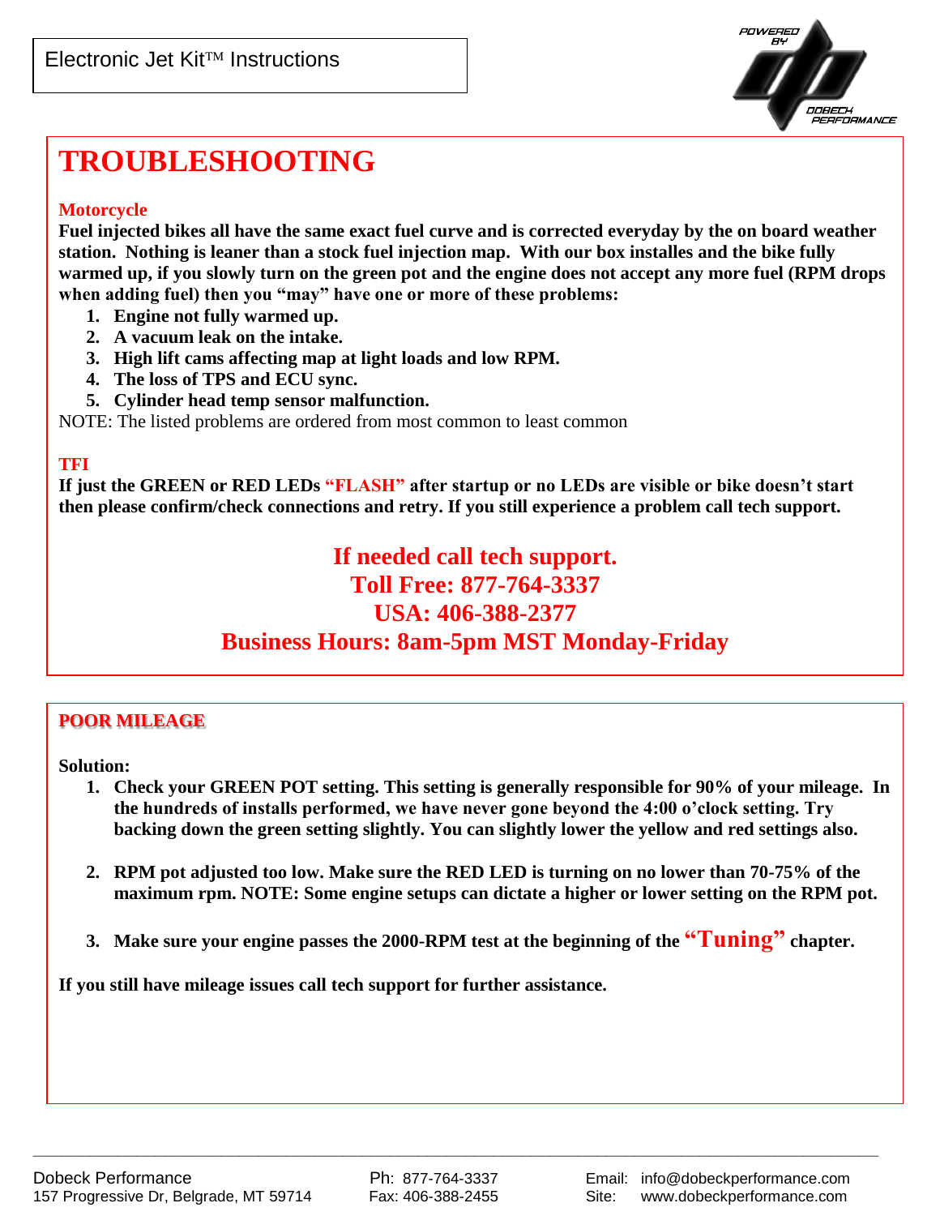Electronic Jet Kit™ Instructions

# TROUBLESHOOTING

### Motorcycle

**Fuel injected bikes all have the same exact fuel curve and is corrected everyday by the on board weather station. Nothing is leaner than a stock fuel injection map. With our box installes and the bike fully warmed up, if you slowly turn on the green pot and the engine does not accept any more fuel (RPM drops when adding fuel) then you "may" have one or more of these problems:**

1. **Engine not fully warmed up.**
2. **A vacuum leak on the intake.**
3. **High lift cams affecting map at light loads and low RPM.**
4. **The loss of TPS and ECU sync.**
5. **Cylinder head temp sensor malfunction.**

NOTE: The listed problems are ordered from most common to least common

### TFI

**If just the GREEN or RED LEDs "FLASH" after startup or no LEDs are visible or bike doesn't start then please confirm/check connections and retry. If you still experience a problem call tech support.**

**If needed call tech support.**
**Toll Free: 877-764-3337**
**USA: 406-388-2377**
**Business Hours: 8am-5pm MST Monday-Friday**

### POOR MILEAGE

**Solution:**

1. **Check your GREEN POT setting. This setting is generally responsible for 90% of your mileage. In the hundreds of installs performed, we have never gone beyond the 4:00 o'clock setting. Try backing down the green setting slightly. You can slightly lower the yellow and red settings also.**

2. **RPM pot adjusted too low. Make sure the RED LED is turning on no lower than 70-75% of the maximum rpm. NOTE: Some engine setups can dictate a higher or lower setting on the RPM pot.**

3. **Make sure your engine passes the 2000-RPM test at the beginning of the "Tuning" chapter.**

**If you still have mileage issues call tech support for further assistance.**

Dobeck Performance
157 Progressive Dr, Belgrade, MT 59714

Ph: 877-764-3337
Fax: 406-388-2455

Email: info@dobeckperformance.com
Site: www.dobeckperformance.com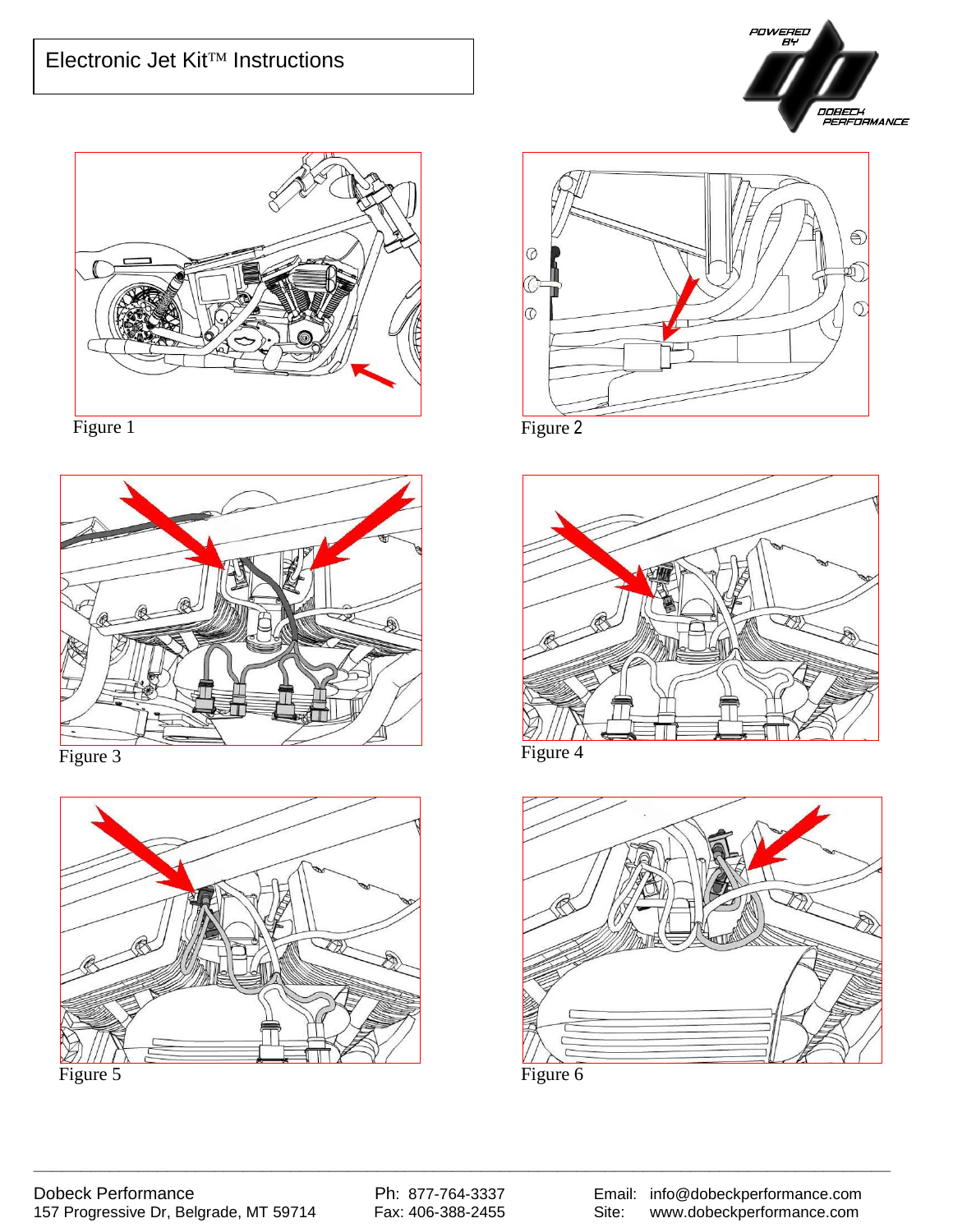Electronic Jet Kit™ Instructions

Figure 1

Figure 2

Figure 3

Figure 4

Figure 5

Figure 6

Dobeck Performance
157 Progressive Dr, Belgrade, MT 59714

Ph: 877-764-3337
Fax: 406-388-2455

Email: info@dobeckperformance.com
Site: www.dobeckperformance.com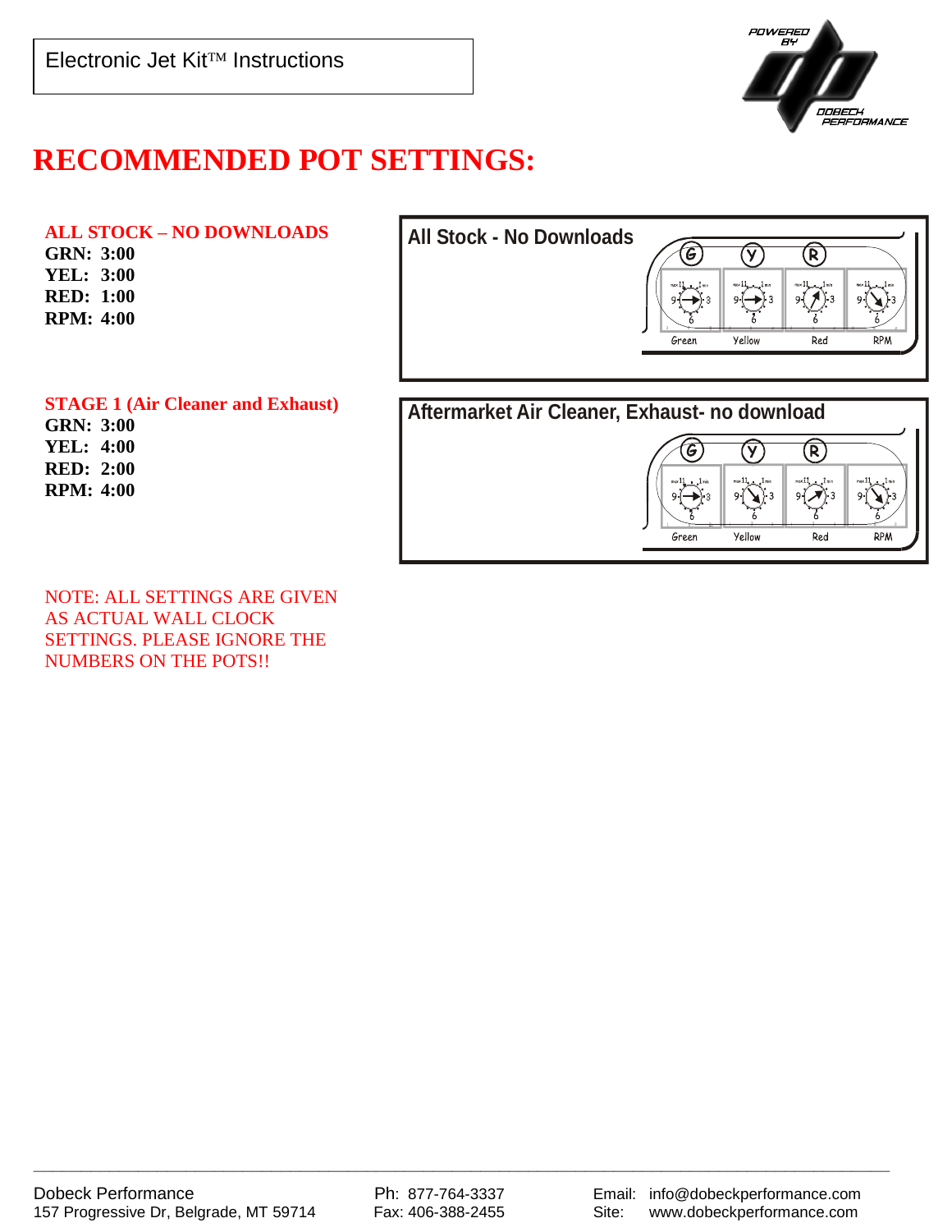Electronic Jet Kit™ Instructions

POWERED BY DOBECK PERFORMANCE

# RECOMMENDED POT SETTINGS:

**ALL STOCK – NO DOWNLOADS**
**GRN: 3:00**
**YEL: 3:00**
**RED: 1:00**
**RPM: 4:00**

All Stock - No Downloads

**STAGE 1 (Air Cleaner and Exhaust)**
**GRN: 3:00**
**YEL: 4:00**
**RED: 2:00**
**RPM: 4:00**

Aftermarket Air Cleaner, Exhaust- no download

NOTE: ALL SETTINGS ARE GIVEN AS ACTUAL WALL CLOCK SETTINGS. PLEASE IGNORE THE NUMBERS ON THE POTS!!

Dobeck Performance
157 Progressive Dr, Belgrade, MT 59714

Ph: 877-764-3337
Fax: 406-388-2455

Email: info@dobeckperformance.com
Site: www.dobeckperformance.com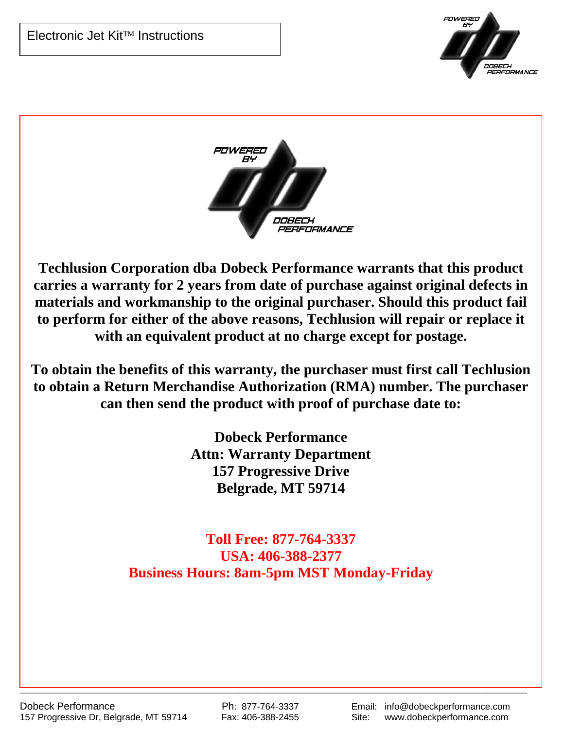**Techlusion Corporation dba Dobeck Performance warrants that this product carries a warranty for 2 years from date of purchase against original defects in materials and workmanship to the original purchaser. Should this product fail to perform for either of the above reasons, Techlusion will repair or replace it with an equivalent product at no charge except for postage.**

**To obtain the benefits of this warranty, the purchaser must first call Techlusion to obtain a Return Merchandise Authorization (RMA) number. The purchaser can then send the product with proof of purchase date to:**

**Dobeck Performance**
**Attn: Warranty Department**
**157 Progressive Drive**
**Belgrade, MT 59714**

**Toll Free: 877-764-3337**
**USA: 406-388-2377**
**Business Hours: 8am-5pm MST Monday-Friday**